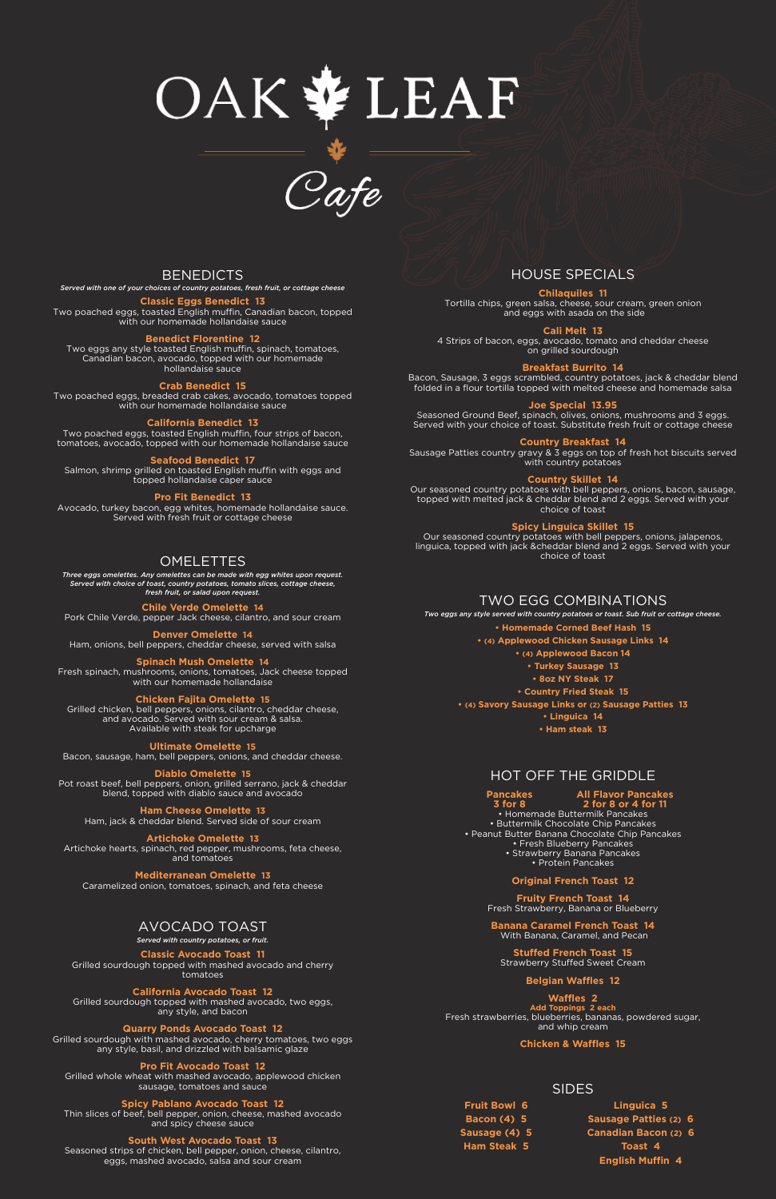# OAK LEAF Cafe

## BENEDICTS

*Served with one of your choices of country potatoes, fresh fruit, or cottage cheese*

**Classic Eggs Benedict 13**
Two poached eggs, toasted English muffin, Canadian bacon, topped with our homemade hollandaise sauce

**Benedict Florentine 12**
Two eggs any style toasted English muffin, spinach, tomatoes, Canadian bacon, avocado, topped with our homemade hollandaise sauce

**Crab Benedict 15**
Two poached eggs, breaded crab cakes, avocado, tomatoes topped with our homemade hollandaise sauce

**California Benedict 13**
Two poached eggs, toasted English muffin, four strips of bacon, tomatoes, avocado, topped with our homemade hollandaise sauce

**Seafood Benedict 17**
Salmon, shrimp grilled on toasted English muffin with eggs and topped hollandaise caper sauce

**Pro Fit Benedict 13**
Avocado, turkey bacon, egg whites, homemade hollandaise sauce. Served with fresh fruit or cottage cheese

## OMELETTES

*Three eggs omelettes. Any omelettes can be made with egg whites upon request. Served with choice of toast, country potatoes, tomato slices, cottage cheese, fresh fruit, or salad upon request.*

**Chile Verde Omelette 14**
Pork Chile Verde, pepper Jack cheese, cilantro, and sour cream

**Denver Omelette 14**
Ham, onions, bell peppers, cheddar cheese, served with salsa

**Spinach Mush Omelette 14**
Fresh spinach, mushrooms, onions, tomatoes, Jack cheese topped with our homemade hollandaise

**Chicken Fajita Omelette 15**
Grilled chicken, bell peppers, onions, cilantro, cheddar cheese, and avocado. Served with sour cream & salsa. Available with steak for upcharge

**Ultimate Omelette 15**
Bacon, sausage, ham, bell peppers, onions, and cheddar cheese.

**Diablo Omelette 15**
Pot roast beef, bell peppers, onion, grilled serrano, jack & cheddar blend, topped with diablo sauce and avocado

**Ham Cheese Omelette 13**
Ham, jack & cheddar blend. Served side of sour cream

**Artichoke Omelette 13**
Artichoke hearts, spinach, red pepper, mushrooms, feta cheese, and tomatoes

**Mediterranean Omelette 13**
Caramelized onion, tomatoes, spinach, and feta cheese

## AVOCADO TOAST

*Served with country potatoes, or fruit.*

**Classic Avocado Toast 11**
Grilled sourdough topped with mashed avocado and cherry tomatoes

**California Avocado Toast 12**
Grilled sourdough topped with mashed avocado, two eggs, any style, and bacon

**Quarry Ponds Avocado Toast 12**
Grilled sourdough with mashed avocado, cherry tomatoes, two eggs any style, basil, and drizzled with balsamic glaze

**Pro Fit Avocado Toast 12**
Grilled whole wheat with mashed avocado, applewood chicken sausage, tomatoes and sauce

**Spicy Pablano Avocado Toast 12**
Thin slices of beef, bell pepper, onion, cheese, mashed avocado and spicy cheese sauce

**South West Avocado Toast 13**
Seasoned strips of chicken, bell pepper, onion, cheese, cilantro, eggs, mashed avocado, salsa and sour cream

## HOUSE SPECIALS

**Chilaquiles 11**
Tortilla chips, green salsa, cheese, sour cream, green onion and eggs with asada on the side

**Cali Melt 13**
4 Strips of bacon, eggs, avocado, tomato and cheddar cheese on grilled sourdough

**Breakfast Burrito 14**
Bacon, Sausage, 3 eggs scrambled, country potatoes, jack & cheddar blend folded in a flour tortilla topped with melted cheese and homemade salsa

**Joe Special 13.95**
Seasoned Ground Beef, spinach, olives, onions, mushrooms and 3 eggs. Served with your choice of toast. Substitute fresh fruit or cottage cheese

**Country Breakfast 14**
Sausage Patties country gravy & 3 eggs on top of fresh hot biscuits served with country potatoes

**Country Skillet 14**
Our seasoned country potatoes with bell peppers, onions, bacon, sausage, topped with melted jack & cheddar blend and 2 eggs. Served with your choice of toast

**Spicy Linguica Skillet 15**
Our seasoned country potatoes with bell peppers, onions, jalapenos, linguica, topped with jack &cheddar blend and 2 eggs. Served with your choice of toast

## TWO EGG COMBINATIONS

*Two eggs any style served with country potatoes or toast. Sub fruit or cottage cheese.*

- **Homemade Corned Beef Hash 15**
- **(4) Applewood Chicken Sausage Links 14**
- **(4) Applewood Bacon 14**
- **Turkey Sausage 13**
- **8oz NY Steak 17**
- **Country Fried Steak 15**
- **(4) Savory Sausage Links or (2) Sausage Patties 13**
- **Linguica 14**
- **Ham steak 13**

## HOT OFF THE GRIDDLE

**Pancakes 3 for 8**
**All Flavor Pancakes 2 for 8 or 4 for 11**

- Homemade Buttermilk Pancakes
- Buttermilk Chocolate Chip Pancakes
- Peanut Butter Banana Chocolate Chip Pancakes
- Fresh Blueberry Pancakes
- Strawberry Banana Pancakes
- Protein Pancakes

**Original French Toast 12**

**Fruity French Toast 14**
Fresh Strawberry, Banana or Blueberry

**Banana Caramel French Toast 14**
With Banana, Caramel, and Pecan

**Stuffed French Toast 15**
Strawberry Stuffed Sweet Cream

**Belgian Waffles 12**

**Waffles 2**
**Add Toppings 2 each**
Fresh strawberries, blueberries, bananas, powdered sugar, and whip cream

**Chicken & Waffles 15**

## SIDES

**Fruit Bowl 6**
**Bacon (4) 5**
**Sausage (4) 5**
**Ham Steak 5**
**Linguica 5**
**Sausage Patties (2) 6**
**Canadian Bacon (2) 6**
**Toast 4**
**English Muffin 4**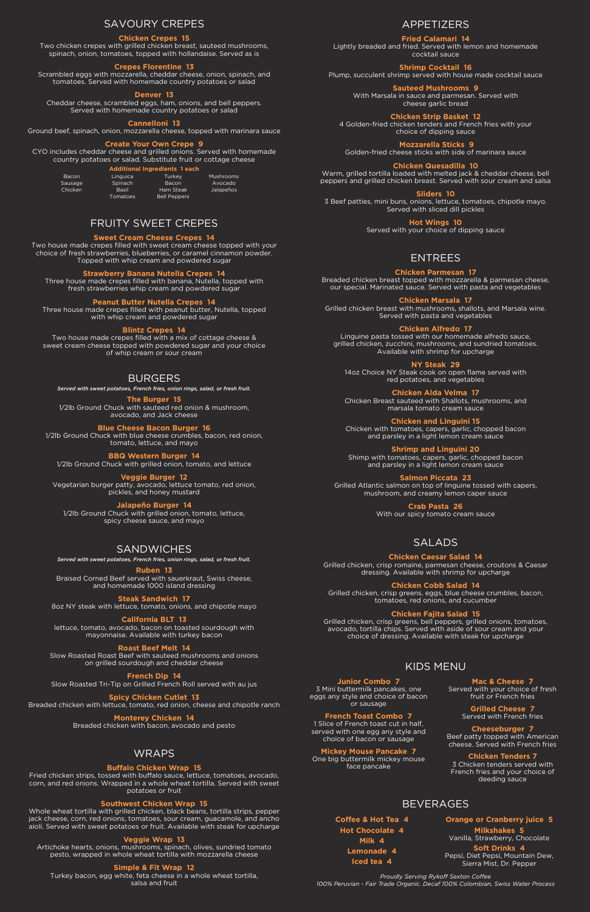## SAVOURY CREPES

**Chicken Crepes 15**
Two chicken crepes with grilled chicken breast, sauteed mushrooms, spinach, onion, tomatoes, topped with hollandaise. Served as is

**Crepes Florentine 13**
Scrambled eggs with mozzarella, cheddar cheese, onion, spinach, and tomatoes. Served with homemade country potatoes or salad

**Denver 13**
Cheddar cheese, scrambled eggs, ham, onions, and bell peppers. Served with homemade country potatoes or salad

**Cannelloni 13**
Ground beef, spinach, onion, mozzarella cheese, topped with marinara sauce

**Create Your Own Crepe 9**
CYO includes cheddar cheese and grilled onions. Served with homemade country potatoes or salad. Substitute fruit or cottage cheese

**Additional Ingredients 1 each**

| | | | |
|---|---|---|---|
| Bacon | Linguica | Turkey | Mushrooms |
| Sausage | Spinach | Bacon | Avocado |
| Chicken | Basil | Ham Steak | Jalapeños |
| | Tomatoes | Bell Peppers | |

## FRUITY SWEET CREPES

**Sweet Cream Cheese Crepes 14**
Two house made crepes filled with sweet cream cheese topped with your choice of fresh strawberries, blueberries, or caramel cinnamon powder. Topped with whip cream and powdered sugar

**Strawberry Banana Nutella Crepes 14**
Three house made crepes filled with banana, Nutella, topped with fresh strawberries whip cream and powdered sugar

**Peanut Butter Nutella Crepes 14**
Three house made crepes filled with peanut butter, Nutella, topped with whip cream and powdered sugar

**Blintz Crepes 14**
Two house made crepes filled with a mix of cottage cheese & sweet cream cheese topped with powdered sugar and your choice of whip cream or sour cream

## BURGERS

*Served with sweet potatoes, French fries, onion rings, salad, or fresh fruit.*

**The Burger 15**
1/2lb Ground Chuck with sauteed red onion & mushroom, avocado, and Jack cheese

**Blue Cheese Bacon Burger 16**
1/2lb Ground Chuck with blue cheese crumbles, bacon, red onion, tomato, lettuce, and mayo

**BBQ Western Burger 14**
1/2lb Ground Chuck with grilled onion, tomato, and lettuce

**Veggie Burger 12**
Vegetarian burger patty, avocado, lettuce tomato, red onion, pickles, and honey mustard

**Jalapeño Burger 14**
1/2lb Ground Chuck with grilled onion, tomato, lettuce, spicy cheese sauce, and mayo

## SANDWICHES

*Served with sweet potatoes, French fries, onion rings, salad, or fresh fruit.*

**Ruben 13**
Braised Corned Beef served with sauerkraut, Swiss cheese, and homemade 1000 island dressing

**Steak Sandwich 17**
8oz NY steak with lettuce, tomato, onions, and chipotle mayo

**California BLT 13**
lettuce, tomato, avocado, bacon on toasted sourdough with mayonnaise. Available with turkey bacon

**Roast Beef Melt 14**
Slow Roasted Roast Beef with sauteed mushrooms and onions on grilled sourdough and cheddar cheese

**French Dip 14**
Slow Roasted Tri-Tip on Grilled French Roll served with au jus

**Spicy Chicken Cutlet 13**
Breaded chicken with lettuce, tomato, red onion, cheese and chipotle ranch

**Monterey Chicken 14**
Breaded chicken with bacon, avocado and pesto

## WRAPS

**Buffalo Chicken Wrap 15**
Fried chicken strips, tossed with buffalo sauce, lettuce, tomatoes, avocado, corn, and red onions. Wrapped in a whole wheat tortilla. Served with sweet potatoes or fruit

**Southwest Chicken Wrap 15**
Whole wheat tortilla with grilled chicken, black beans, tortilla strips, pepper jack cheese, corn, red onions, tomatoes, sour cream, guacamole, and ancho aioli. Served with sweet potatoes or fruit. Available with steak for upcharge

**Veggie Wrap 13**
Artichoke hearts, onions, mushrooms, spinach, olives, sundried tomato pesto, wrapped in whole wheat tortilla with mozzarella cheese

**Simple & Fit Wrap 12**
Turkey bacon, egg white, feta cheese in a whole wheat tortilla, salsa and fruit

## APPETIZERS

**Fried Calamari 14**
Lightly breaded and fried. Served with lemon and homemade cocktail sauce

**Shrimp Cocktail 16**
Plump, succulent shrimp served with house made cocktail sauce

**Sauteed Mushrooms 9**
With Marsala in sauce and parmesan. Served with cheese garlic bread

**Chicken Strip Basket 12**
4 Golden-fried chicken tenders and French fries with your choice of dipping sauce

**Mozzarella Sticks 9**
Golden-fried cheese sticks with side of marinara sauce

**Chicken Quesadilla 10**
Warm, grilled tortilla loaded with melted jack & cheddar cheese, bell peppers and grilled chicken breast. Served with sour cream and salsa

**Sliders 10**
3 Beef patties, mini buns, onions, lettuce, tomatoes, chipotle mayo. Served with sliced dill pickles

**Hot Wings 10**
Served with your choice of dipping sauce

## ENTREES

**Chicken Parmesan 17**
Breaded chicken breast topped with mozzarella & parmesan cheese, our special. Marinated sauce. Served with pasta and vegetables

**Chicken Marsala 17**
Grilled chicken breast with mushrooms, shallots, and Marsala wine. Served with pasta and vegetables

**Chicken Alfredo 17**
Linguine pasta tossed with our homemade alfredo sauce, grilled chicken, zucchini, mushrooms, and sundried tomatoes. Available with shrimp for upcharge

**NY Steak 29**
14oz Choice NY Steak cook on open flame served with red potatoes, and vegetables

**Chicken Alda Velma 17**
Chicken Breast sauteed with Shallots, mushrooms, and marsala tomato cream sauce

**Chicken and Linguini 15**
Chicken with tomatoes, capers, garlic, chopped bacon and parsley in a light lemon cream sauce

**Shrimp and Linguini 20**
Shimp with tomatoes, capers, garlic, chopped bacon and parsley in a light lemon cream sauce

**Salmon Piccata 23**
Grilled Atlantic salmon on top of linguine tossed with capers, mushroom, and creamy lemon caper sauce

**Crab Pasta 26**
With our spicy tomato cream sauce

## SALADS

**Chicken Caesar Salad 14**
Grilled chicken, crisp romaine, parmesan cheese, croutons & Caesar dressing. Available with shrimp for upcharge

**Chicken Cobb Salad 14**
Grilled chicken, crisp greens, eggs, blue cheese crumbles, bacon, tomatoes, red onions, and cucumber

**Chicken Fajita Salad 15**
Grilled chicken, crisp greens, bell peppers, grilled onions, tomatoes, avocado, tortilla chips. Served with aside of sour cream and your choice of dressing. Available with steak for upcharge

## KIDS MENU

**Junior Combo 7**
3 Mini buttermilk pancakes, one eggs any style and choice of bacon or sausage

**French Toast Combo 7**
1 Slice of French toast cut in half, served with one egg any style and choice of bacon or sausage

**Mickey Mouse Pancake 7**
One big buttermilk mickey mouse face pancake

**Mac & Cheese 7**
Served with your choice of fresh fruit or French fries

**Grilled Cheese 7**
Served with French fries

**Cheeseburger 7**
Beef patty topped with American cheese. Served with French fries

**Chicken Tenders 7**
3 Chicken tenders served with French fries and your choice of deeding sauce

## BEVERAGES

**Coffee & Hot Tea 4**

**Hot Chocolate 4**

**Milk 4**

**Lemonade 4**

**Iced tea 4**

**Orange or Cranberry juice 5**

**Milkshakes 5**
Vanilla, Strawberry, Chocolate

**Soft Drinks 4**
Pepsi, Diet Pepsi, Mountain Dew, Sierra Mist, Dr. Pepper

*Proudly Serving Rykoff Sexton Coffee*
*100% Peruvian - Fair Trade Organic. Decaf 100% Colombian, Swiss Water Process*